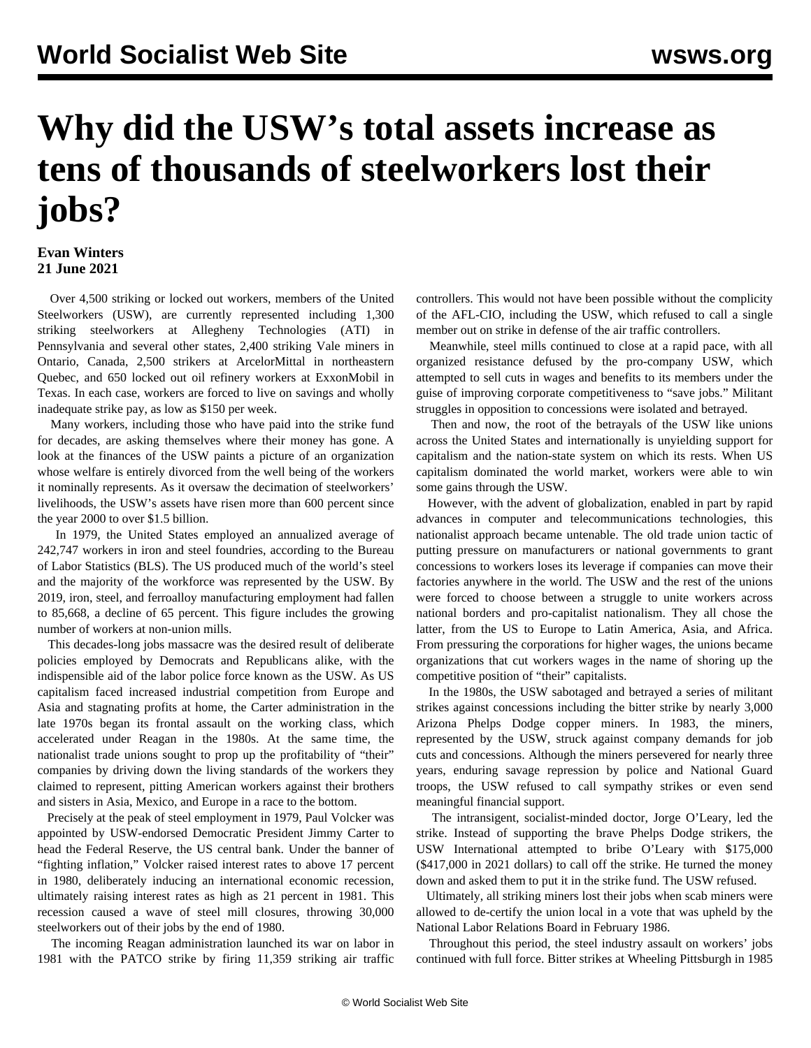# Why did the USW's total assets increase as tens of thousands of steelworkers lost their jobs?

**Evan Winters**
**21 June 2021**

Over 4,500 striking or locked out workers, members of the United Steelworkers (USW), are currently represented including 1,300 striking steelworkers at Allegheny Technologies (ATI) in Pennsylvania and several other states, 2,400 striking Vale miners in Ontario, Canada, 2,500 strikers at ArcelorMittal in northeastern Quebec, and 650 locked out oil refinery workers at ExxonMobil in Texas. In each case, workers are forced to live on savings and wholly inadequate strike pay, as low as $150 per week.

Many workers, including those who have paid into the strike fund for decades, are asking themselves where their money has gone. A look at the finances of the USW paints a picture of an organization whose welfare is entirely divorced from the well being of the workers it nominally represents. As it oversaw the decimation of steelworkers' livelihoods, the USW's assets have risen more than 600 percent since the year 2000 to over $1.5 billion.

In 1979, the United States employed an annualized average of 242,747 workers in iron and steel foundries, according to the Bureau of Labor Statistics (BLS). The US produced much of the world's steel and the majority of the workforce was represented by the USW. By 2019, iron, steel, and ferroalloy manufacturing employment had fallen to 85,668, a decline of 65 percent. This figure includes the growing number of workers at non-union mills.

This decades-long jobs massacre was the desired result of deliberate policies employed by Democrats and Republicans alike, with the indispensible aid of the labor police force known as the USW. As US capitalism faced increased industrial competition from Europe and Asia and stagnating profits at home, the Carter administration in the late 1970s began its frontal assault on the working class, which accelerated under Reagan in the 1980s. At the same time, the nationalist trade unions sought to prop up the profitability of "their" companies by driving down the living standards of the workers they claimed to represent, pitting American workers against their brothers and sisters in Asia, Mexico, and Europe in a race to the bottom.

Precisely at the peak of steel employment in 1979, Paul Volcker was appointed by USW-endorsed Democratic President Jimmy Carter to head the Federal Reserve, the US central bank. Under the banner of "fighting inflation," Volcker raised interest rates to above 17 percent in 1980, deliberately inducing an international economic recession, ultimately raising interest rates as high as 21 percent in 1981. This recession caused a wave of steel mill closures, throwing 30,000 steelworkers out of their jobs by the end of 1980.

The incoming Reagan administration launched its war on labor in 1981 with the PATCO strike by firing 11,359 striking air traffic controllers. This would not have been possible without the complicity of the AFL-CIO, including the USW, which refused to call a single member out on strike in defense of the air traffic controllers.

Meanwhile, steel mills continued to close at a rapid pace, with all organized resistance defused by the pro-company USW, which attempted to sell cuts in wages and benefits to its members under the guise of improving corporate competitiveness to "save jobs." Militant struggles in opposition to concessions were isolated and betrayed.

Then and now, the root of the betrayals of the USW like unions across the United States and internationally is unyielding support for capitalism and the nation-state system on which its rests. When US capitalism dominated the world market, workers were able to win some gains through the USW.

However, with the advent of globalization, enabled in part by rapid advances in computer and telecommunications technologies, this nationalist approach became untenable. The old trade union tactic of putting pressure on manufacturers or national governments to grant concessions to workers loses its leverage if companies can move their factories anywhere in the world. The USW and the rest of the unions were forced to choose between a struggle to unite workers across national borders and pro-capitalist nationalism. They all chose the latter, from the US to Europe to Latin America, Asia, and Africa. From pressuring the corporations for higher wages, the unions became organizations that cut workers wages in the name of shoring up the competitive position of "their" capitalists.

In the 1980s, the USW sabotaged and betrayed a series of militant strikes against concessions including the bitter strike by nearly 3,000 Arizona Phelps Dodge copper miners. In 1983, the miners, represented by the USW, struck against company demands for job cuts and concessions. Although the miners persevered for nearly three years, enduring savage repression by police and National Guard troops, the USW refused to call sympathy strikes or even send meaningful financial support.

The intransigent, socialist-minded doctor, Jorge O'Leary, led the strike. Instead of supporting the brave Phelps Dodge strikers, the USW International attempted to bribe O'Leary with $175,000 ($417,000 in 2021 dollars) to call off the strike. He turned the money down and asked them to put it in the strike fund. The USW refused.

Ultimately, all striking miners lost their jobs when scab miners were allowed to de-certify the union local in a vote that was upheld by the National Labor Relations Board in February 1986.

Throughout this period, the steel industry assault on workers' jobs continued with full force. Bitter strikes at Wheeling Pittsburgh in 1985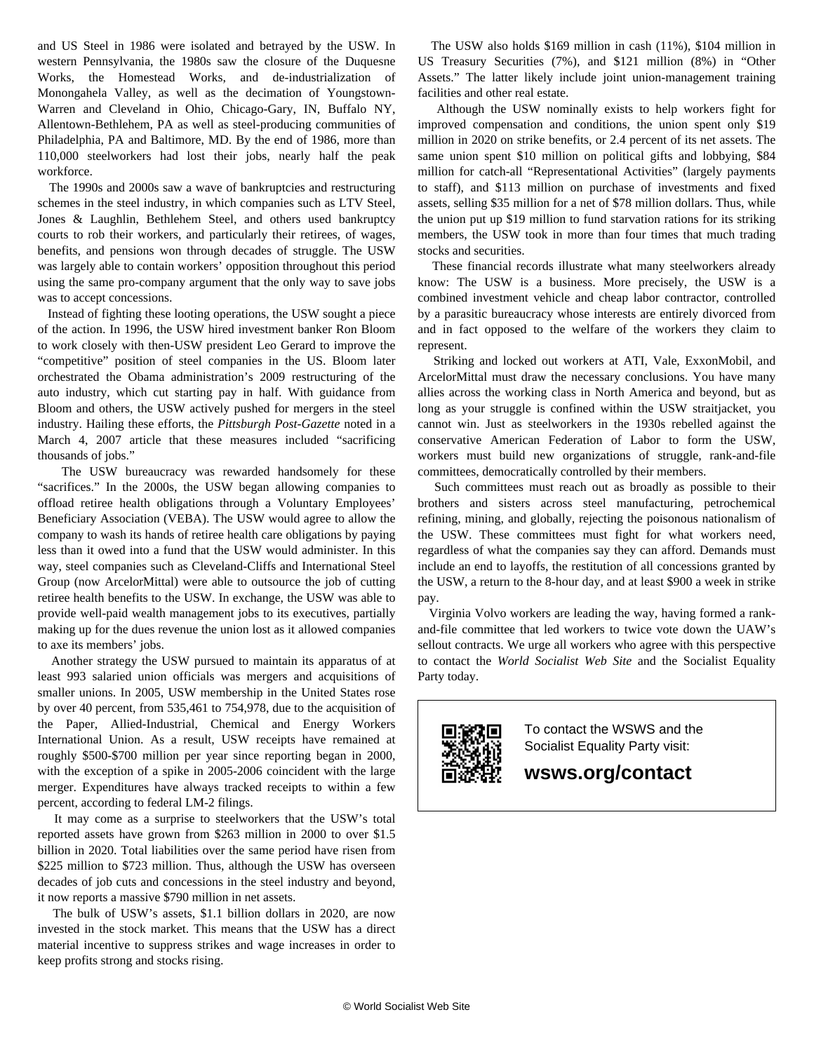and US Steel in 1986 were isolated and betrayed by the USW. In western Pennsylvania, the 1980s saw the closure of the Duquesne Works, the Homestead Works, and de-industrialization of Monongahela Valley, as well as the decimation of Youngstown-Warren and Cleveland in Ohio, Chicago-Gary, IN, Buffalo NY, Allentown-Bethlehem, PA as well as steel-producing communities of Philadelphia, PA and Baltimore, MD. By the end of 1986, more than 110,000 steelworkers had lost their jobs, nearly half the peak workforce.

The 1990s and 2000s saw a wave of bankruptcies and restructuring schemes in the steel industry, in which companies such as LTV Steel, Jones & Laughlin, Bethlehem Steel, and others used bankruptcy courts to rob their workers, and particularly their retirees, of wages, benefits, and pensions won through decades of struggle. The USW was largely able to contain workers' opposition throughout this period using the same pro-company argument that the only way to save jobs was to accept concessions.

Instead of fighting these looting operations, the USW sought a piece of the action. In 1996, the USW hired investment banker Ron Bloom to work closely with then-USW president Leo Gerard to improve the "competitive" position of steel companies in the US. Bloom later orchestrated the Obama administration's 2009 restructuring of the auto industry, which cut starting pay in half. With guidance from Bloom and others, the USW actively pushed for mergers in the steel industry. Hailing these efforts, the *Pittsburgh Post-Gazette* noted in a March 4, 2007 article that these measures included "sacrificing thousands of jobs."

The USW bureaucracy was rewarded handsomely for these "sacrifices." In the 2000s, the USW began allowing companies to offload retiree health obligations through a Voluntary Employees' Beneficiary Association (VEBA). The USW would agree to allow the company to wash its hands of retiree health care obligations by paying less than it owed into a fund that the USW would administer. In this way, steel companies such as Cleveland-Cliffs and International Steel Group (now ArcelorMittal) were able to outsource the job of cutting retiree health benefits to the USW. In exchange, the USW was able to provide well-paid wealth management jobs to its executives, partially making up for the dues revenue the union lost as it allowed companies to axe its members' jobs.

Another strategy the USW pursued to maintain its apparatus of at least 993 salaried union officials was mergers and acquisitions of smaller unions. In 2005, USW membership in the United States rose by over 40 percent, from 535,461 to 754,978, due to the acquisition of the Paper, Allied-Industrial, Chemical and Energy Workers International Union. As a result, USW receipts have remained at roughly $500-$700 million per year since reporting began in 2000, with the exception of a spike in 2005-2006 coincident with the large merger. Expenditures have always tracked receipts to within a few percent, according to federal LM-2 filings.

It may come as a surprise to steelworkers that the USW's total reported assets have grown from $263 million in 2000 to over $1.5 billion in 2020. Total liabilities over the same period have risen from $225 million to $723 million. Thus, although the USW has overseen decades of job cuts and concessions in the steel industry and beyond, it now reports a massive $790 million in net assets.

The bulk of USW's assets, $1.1 billion dollars in 2020, are now invested in the stock market. This means that the USW has a direct material incentive to suppress strikes and wage increases in order to keep profits strong and stocks rising.

The USW also holds $169 million in cash (11%), $104 million in US Treasury Securities (7%), and $121 million (8%) in "Other Assets." The latter likely include joint union-management training facilities and other real estate.

Although the USW nominally exists to help workers fight for improved compensation and conditions, the union spent only $19 million in 2020 on strike benefits, or 2.4 percent of its net assets. The same union spent $10 million on political gifts and lobbying, $84 million for catch-all "Representational Activities" (largely payments to staff), and $113 million on purchase of investments and fixed assets, selling $35 million for a net of $78 million dollars. Thus, while the union put up $19 million to fund starvation rations for its striking members, the USW took in more than four times that much trading stocks and securities.

These financial records illustrate what many steelworkers already know: The USW is a business. More precisely, the USW is a combined investment vehicle and cheap labor contractor, controlled by a parasitic bureaucracy whose interests are entirely divorced from and in fact opposed to the welfare of the workers they claim to represent.

Striking and locked out workers at ATI, Vale, ExxonMobil, and ArcelorMittal must draw the necessary conclusions. You have many allies across the working class in North America and beyond, but as long as your struggle is confined within the USW straitjacket, you cannot win. Just as steelworkers in the 1930s rebelled against the conservative American Federation of Labor to form the USW, workers must build new organizations of struggle, rank-and-file committees, democratically controlled by their members.

Such committees must reach out as broadly as possible to their brothers and sisters across steel manufacturing, petrochemical refining, mining, and globally, rejecting the poisonous nationalism of the USW. These committees must fight for what workers need, regardless of what the companies say they can afford. Demands must include an end to layoffs, the restitution of all concessions granted by the USW, a return to the 8-hour day, and at least $900 a week in strike pay.

Virginia Volvo workers are leading the way, having formed a rank-and-file committee that led workers to twice vote down the UAW's sellout contracts. We urge all workers who agree with this perspective to contact the *World Socialist Web Site* and the Socialist Equality Party today.

To contact the WSWS and the Socialist Equality Party visit:

**wsws.org/contact**